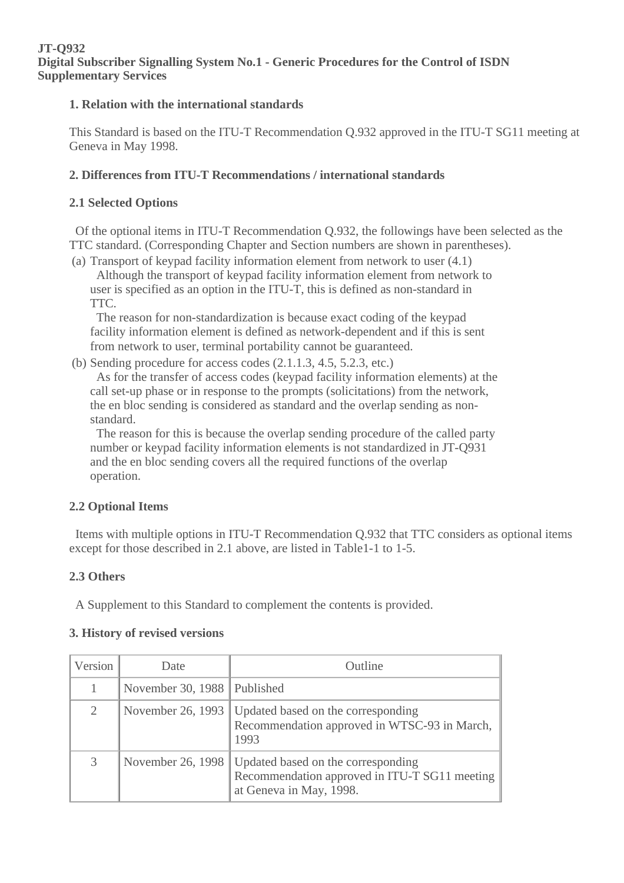**JT-Q932**
**Digital Subscriber Signalling System No.1 - Generic Procedures for the Control of ISDN Supplementary Services**

### 1. Relation with the international standards

This Standard is based on the ITU-T Recommendation Q.932 approved in the ITU-T SG11 meeting at Geneva in May 1998.

### 2. Differences from ITU-T Recommendations / international standards

#### 2.1 Selected Options

Of the optional items in ITU-T Recommendation Q.932, the followings have been selected as the TTC standard. (Corresponding Chapter and Section numbers are shown in parentheses).

(a) Transport of keypad facility information element from network to user (4.1)
Although the transport of keypad facility information element from network to user is specified as an option in the ITU-T, this is defined as non-standard in TTC.
The reason for non-standardization is because exact coding of the keypad facility information element is defined as network-dependent and if this is sent from network to user, terminal portability cannot be guaranteed.

(b) Sending procedure for access codes (2.1.1.3, 4.5, 5.2.3, etc.)
As for the transfer of access codes (keypad facility information elements) at the call set-up phase or in response to the prompts (solicitations) from the network, the en bloc sending is considered as standard and the overlap sending as non-standard.
The reason for this is because the overlap sending procedure of the called party number or keypad facility information elements is not standardized in JT-Q931 and the en bloc sending covers all the required functions of the overlap operation.

#### 2.2 Optional Items

Items with multiple options in ITU-T Recommendation Q.932 that TTC considers as optional items except for those described in 2.1 above, are listed in Table1-1 to 1-5.

#### 2.3 Others

A Supplement to this Standard to complement the contents is provided.

### 3. History of revised versions

| Version | Date | Outline |
|---|---|---|
| 1 | November 30, 1988 | Published |
| 2 | November 26, 1993 | Updated based on the corresponding Recommendation approved in WTSC-93 in March, 1993 |
| 3 | November 26, 1998 | Updated based on the corresponding Recommendation approved in ITU-T SG11 meeting at Geneva in May, 1998. |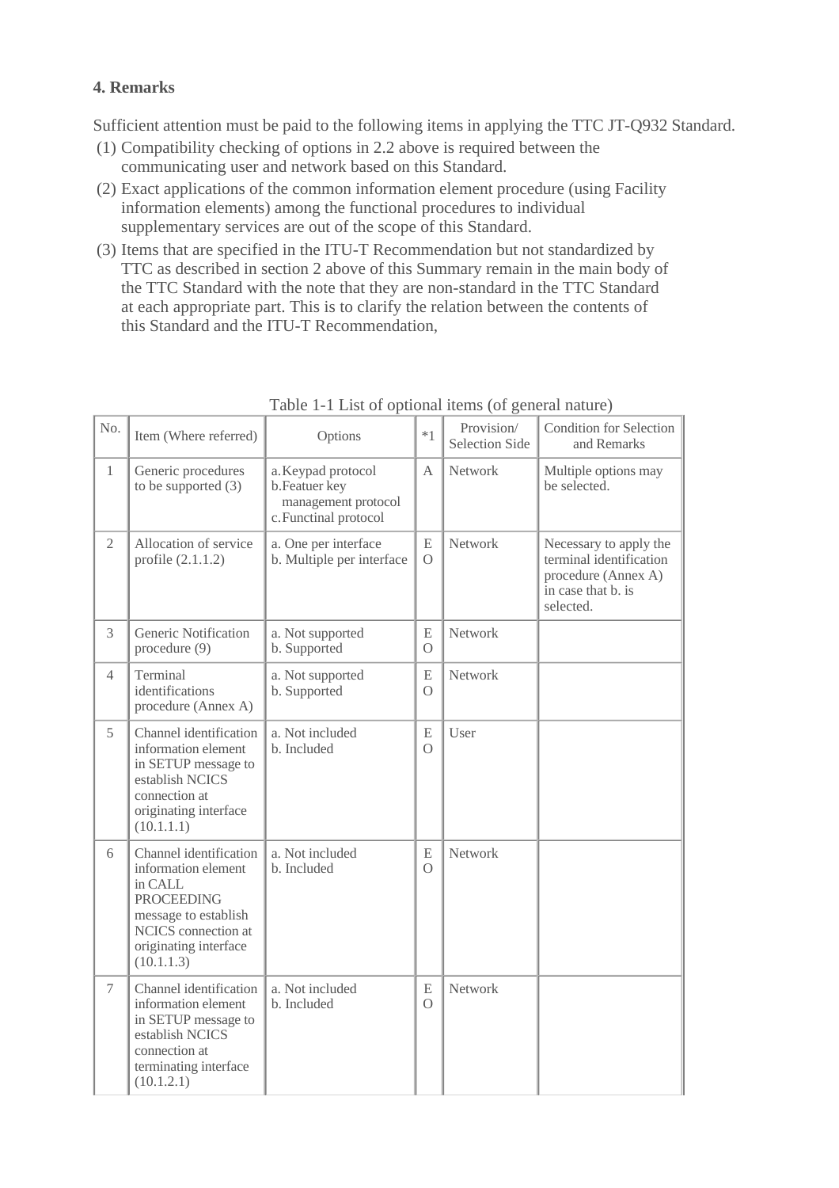### 4. Remarks

Sufficient attention must be paid to the following items in applying the TTC JT-Q932 Standard.

(1) Compatibility checking of options in 2.2 above is required between the communicating user and network based on this Standard.

(2) Exact applications of the common information element procedure (using Facility information elements) among the functional procedures to individual supplementary services are out of the scope of this Standard.

(3) Items that are specified in the ITU-T Recommendation but not standardized by TTC as described in section 2 above of this Summary remain in the main body of the TTC Standard with the note that they are non-standard in the TTC Standard at each appropriate part. This is to clarify the relation between the contents of this Standard and the ITU-T Recommendation,

Table 1-1 List of optional items (of general nature)

| No. | Item (Where referred) | Options | *1 | Provision/ Selection Side | Condition for Selection and Remarks |
|---|---|---|---|---|---|
| 1 | Generic procedures to be supported (3) | a. Keypad protocol<br>b. Featuer key management protocol<br>c. Functinal protocol | A | Network | Multiple options may be selected. |
| 2 | Allocation of service profile (2.1.1.2) | a. One per interface<br>b. Multiple per interface | E<br>O | Network | Necessary to apply the terminal identification procedure (Annex A) in case that b. is selected. |
| 3 | Generic Notification procedure (9) | a. Not supported<br>b. Supported | E<br>O | Network | |
| 4 | Terminal identifications procedure (Annex A) | a. Not supported<br>b. Supported | E<br>O | Network | |
| 5 | Channel identification information element in SETUP message to establish NCICS connection at originating interface (10.1.1.1) | a. Not included<br>b. Included | E<br>O | User | |
| 6 | Channel identification information element in CALL PROCEEDING message to establish NCICS connection at originating interface (10.1.1.3) | a. Not included<br>b. Included | E<br>O | Network | |
| 7 | Channel identification information element in SETUP message to establish NCICS connection at terminating interface (10.1.2.1) | a. Not included<br>b. Included | E<br>O | Network | |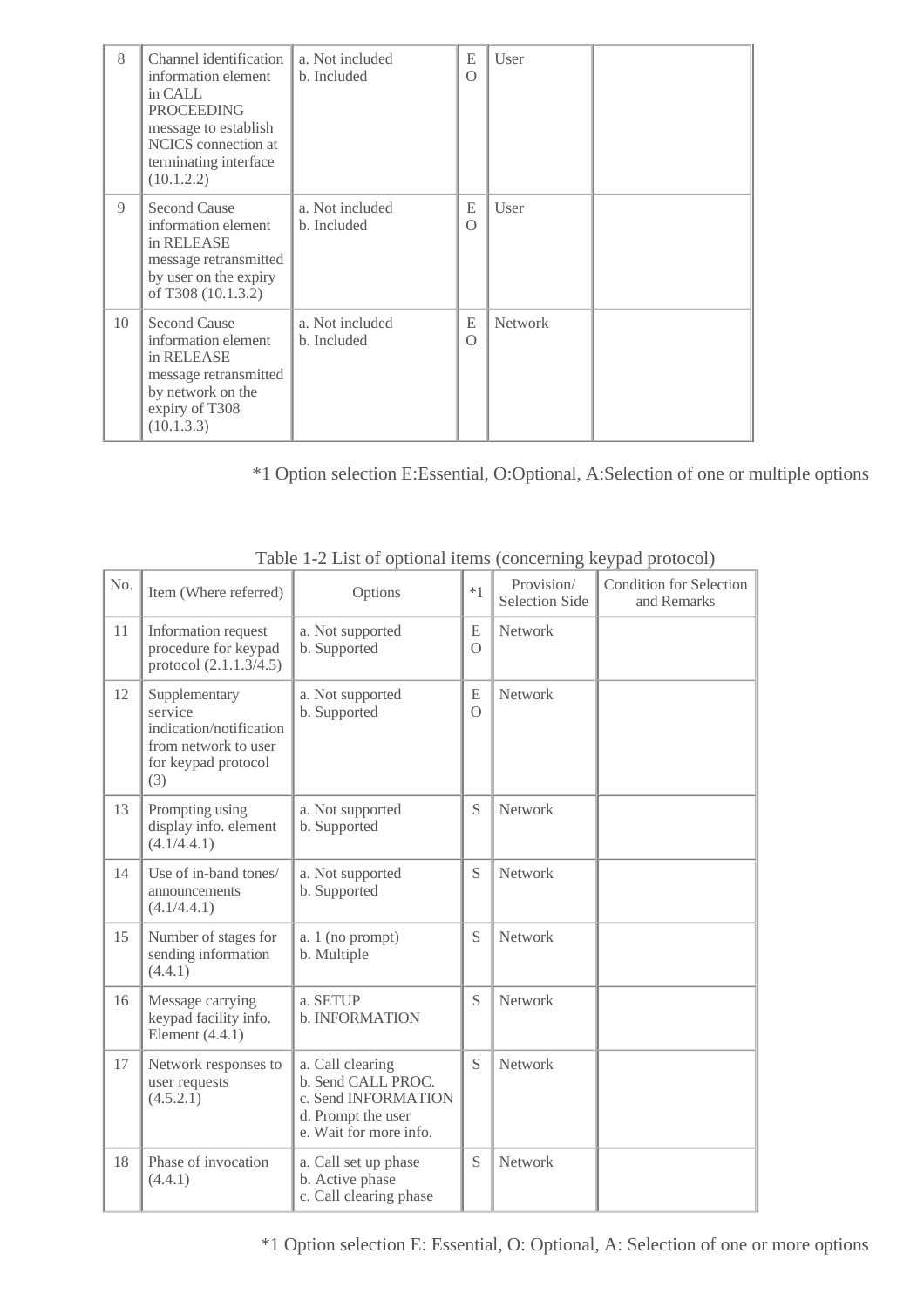| 8 | Channel identification information element in CALL PROCEEDING message to establish NCICS connection at terminating interface (10.1.2.2) | a. Not included<br>b. Included | E<br>O | User | |
|---|---|---|---|---|---|
| 9 | Second Cause information element in RELEASE message retransmitted by user on the expiry of T308 (10.1.3.2) | a. Not included<br>b. Included | E<br>O | User | |
| 10 | Second Cause information element in RELEASE message retransmitted by network on the expiry of T308 (10.1.3.3) | a. Not included<br>b. Included | E<br>O | Network | |

*1 Option selection E:Essential, O:Optional, A:Selection of one or multiple options

Table 1-2 List of optional items (concerning keypad protocol)

| No. | Item (Where referred) | Options | *1 | Provision/ Selection Side | Condition for Selection and Remarks |
|---|---|---|---|---|---|
| 11 | Information request procedure for keypad protocol (2.1.1.3/4.5) | a. Not supported<br>b. Supported | E<br>O | Network | |
| 12 | Supplementary service indication/notification from network to user for keypad protocol (3) | a. Not supported<br>b. Supported | E<br>O | Network | |
| 13 | Prompting using display info. element (4.1/4.4.1) | a. Not supported<br>b. Supported | S | Network | |
| 14 | Use of in-band tones/ announcements (4.1/4.4.1) | a. Not supported<br>b. Supported | S | Network | |
| 15 | Number of stages for sending information (4.4.1) | a. 1 (no prompt)<br>b. Multiple | S | Network | |
| 16 | Message carrying keypad facility info. Element (4.4.1) | a. SETUP<br>b. INFORMATION | S | Network | |
| 17 | Network responses to user requests (4.5.2.1) | a. Call clearing<br>b. Send CALL PROC.<br>c. Send INFORMATION<br>d. Prompt the user<br>e. Wait for more info. | S | Network | |
| 18 | Phase of invocation (4.4.1) | a. Call set up phase<br>b. Active phase<br>c. Call clearing phase | S | Network | |

*1 Option selection E: Essential, O: Optional, A: Selection of one or more options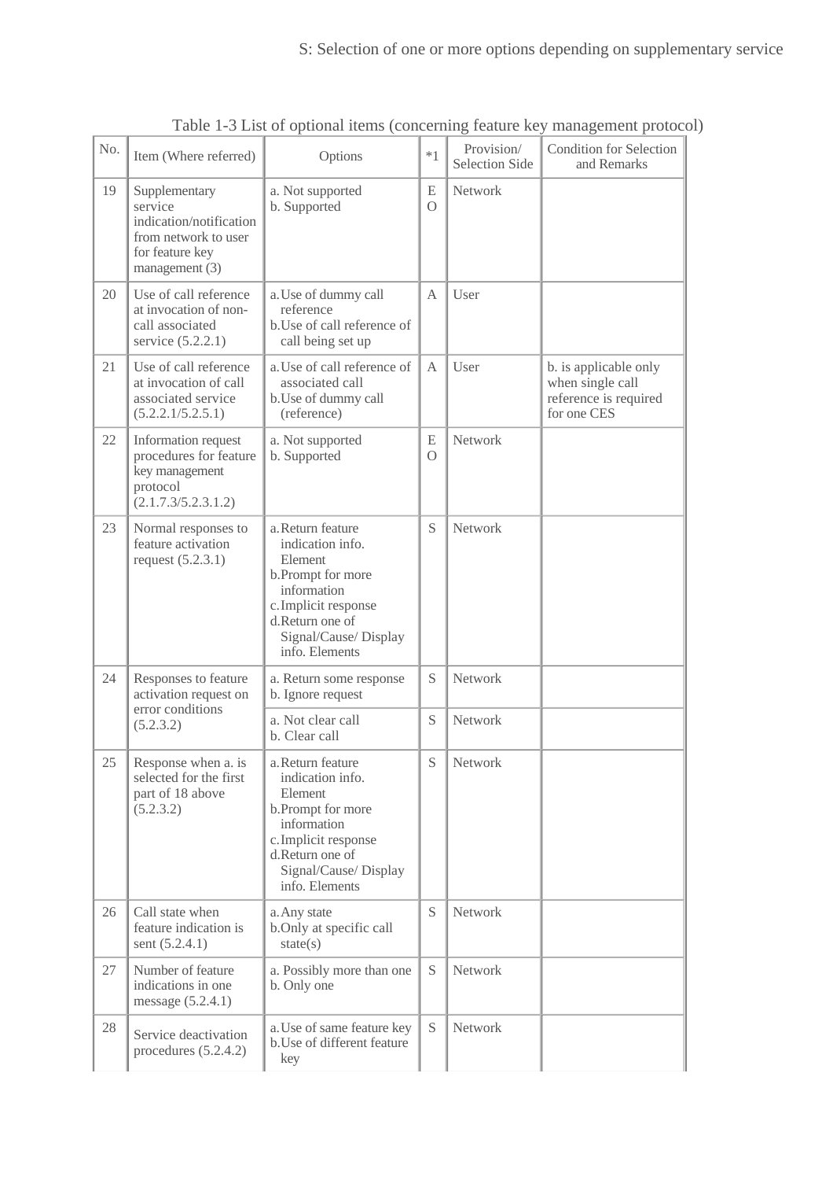S: Selection of one or more options depending on supplementary service

Table 1-3 List of optional items (concerning feature key management protocol)

| No. | Item (Where referred) | Options | *1 | Provision/ Selection Side | Condition for Selection and Remarks |
|---|---|---|---|---|---|
| 19 | Supplementary service indication/notification from network to user for feature key management (3) | a. Not supported<br>b. Supported | E<br>O | Network | |
| 20 | Use of call reference at invocation of non-call associated service (5.2.2.1) | a. Use of dummy call reference<br>b. Use of call reference of call being set up | A | User | |
| 21 | Use of call reference at invocation of call associated service (5.2.2.1/5.2.5.1) | a. Use of call reference of associated call<br>b. Use of dummy call (reference) | A | User | b. is applicable only when single call reference is required for one CES |
| 22 | Information request procedures for feature key management protocol (2.1.7.3/5.2.3.1.2) | a. Not supported<br>b. Supported | E<br>O | Network | |
| 23 | Normal responses to feature activation request (5.2.3.1) | a. Return feature indication info. Element<br>b. Prompt for more information<br>c. Implicit response<br>d. Return one of Signal/Cause/ Display info. Elements | S | Network | |
| 24 | Responses to feature activation request on error conditions (5.2.3.2) | a. Return some response<br>b. Ignore request | S | Network | |
| | | a. Not clear call<br>b. Clear call | S | Network | |
| 25 | Response when a. is selected for the first part of 18 above (5.2.3.2) | a. Return feature indication info. Element<br>b. Prompt for more information<br>c. Implicit response<br>d. Return one of Signal/Cause/ Display info. Elements | S | Network | |
| 26 | Call state when feature indication is sent (5.2.4.1) | a. Any state<br>b. Only at specific call state(s) | S | Network | |
| 27 | Number of feature indications in one message (5.2.4.1) | a. Possibly more than one<br>b. Only one | S | Network | |
| 28 | Service deactivation procedures (5.2.4.2) | a. Use of same feature key<br>b. Use of different feature key | S | Network | |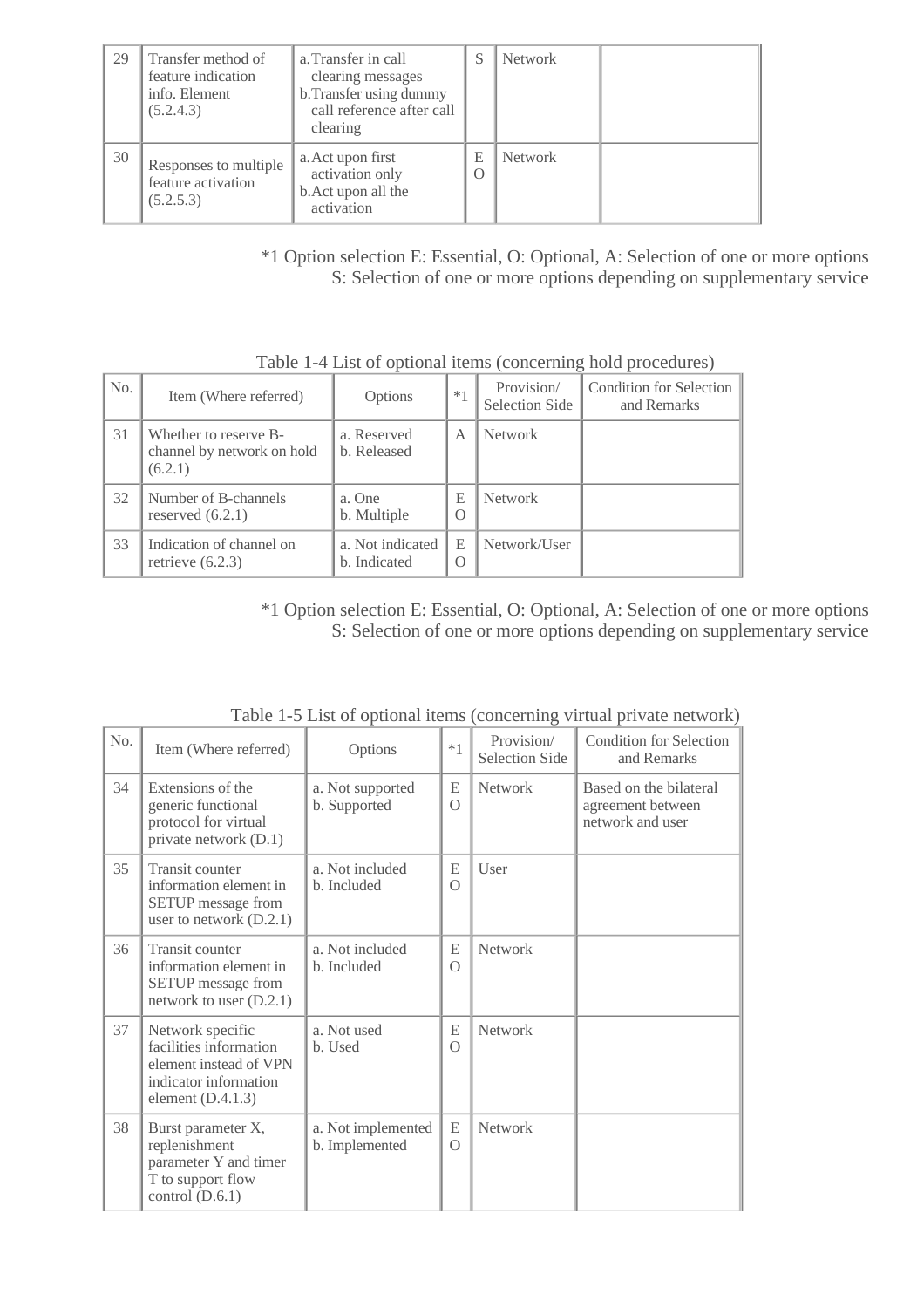| 29 | Transfer method of feature indication info. Element (5.2.4.3) | a. Transfer in call clearing messages<br>b. Transfer using dummy call reference after call clearing | S | Network | |
|---|---|---|---|---|---|
| 30 | Responses to multiple feature activation (5.2.5.3) | a. Act upon first activation only<br>b. Act upon all the activation | E<br>O | Network | |

*1 Option selection E: Essential, O: Optional, A: Selection of one or more options
S: Selection of one or more options depending on supplementary service

Table 1-4 List of optional items (concerning hold procedures)

| No. | Item (Where referred) | Options | *1 | Provision/ Selection Side | Condition for Selection and Remarks |
|---|---|---|---|---|---|
| 31 | Whether to reserve B-channel by network on hold (6.2.1) | a. Reserved<br>b. Released | A | Network | |
| 32 | Number of B-channels reserved (6.2.1) | a. One<br>b. Multiple | E<br>O | Network | |
| 33 | Indication of channel on retrieve (6.2.3) | a. Not indicated<br>b. Indicated | E<br>O | Network/User | |

*1 Option selection E: Essential, O: Optional, A: Selection of one or more options
S: Selection of one or more options depending on supplementary service

Table 1-5 List of optional items (concerning virtual private network)

| No. | Item (Where referred) | Options | *1 | Provision/ Selection Side | Condition for Selection and Remarks |
|---|---|---|---|---|---|
| 34 | Extensions of the generic functional protocol for virtual private network (D.1) | a. Not supported<br>b. Supported | E<br>O | Network | Based on the bilateral agreement between network and user |
| 35 | Transit counter information element in SETUP message from user to network (D.2.1) | a. Not included<br>b. Included | E<br>O | User | |
| 36 | Transit counter information element in SETUP message from network to user (D.2.1) | a. Not included<br>b. Included | E<br>O | Network | |
| 37 | Network specific facilities information element instead of VPN indicator information element (D.4.1.3) | a. Not used<br>b. Used | E<br>O | Network | |
| 38 | Burst parameter X, replenishment parameter Y and timer T to support flow control (D.6.1) | a. Not implemented<br>b. Implemented | E<br>O | Network | |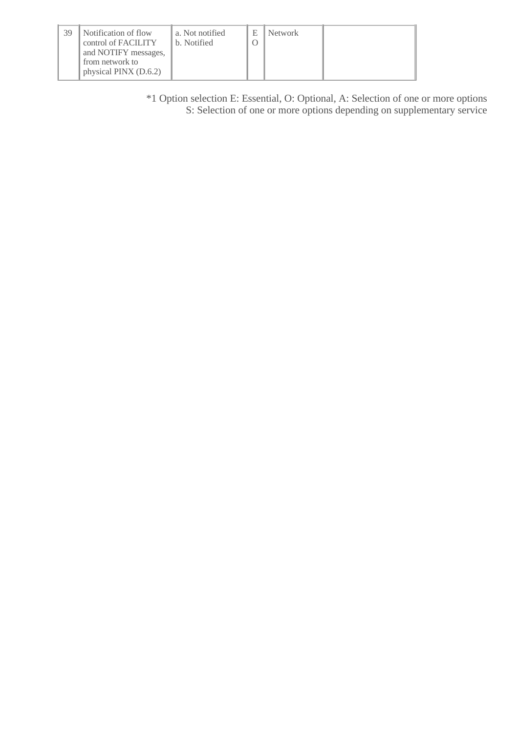| | | | | | |
|---|---|---|---|---|---|
| 39 | Notification of flow control of FACILITY and NOTIFY messages, from network to physical PINX (D.6.2) | a. Not notified<br>b. Notified | E<br>O | Network | |

*1 Option selection E: Essential, O: Optional, A: Selection of one or more options
S: Selection of one or more options depending on supplementary service